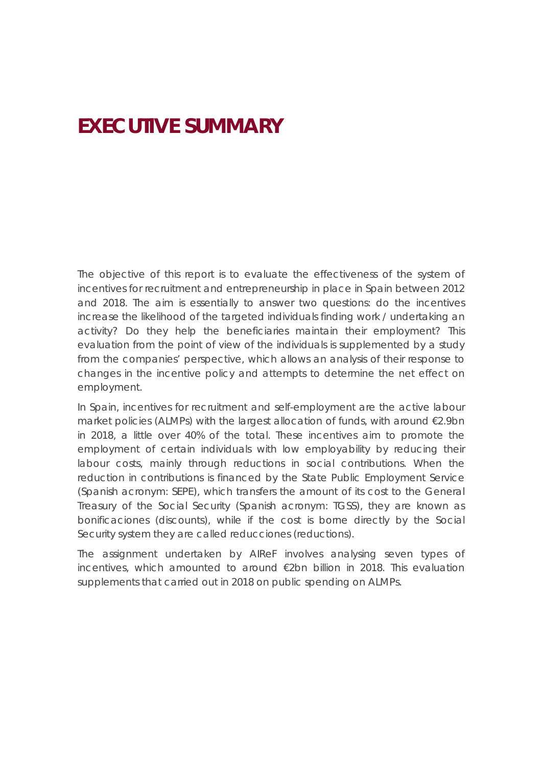# EXECUTIVE SUMMARY

The objective of this report is to evaluate the effectiveness of the system of incentives for recruitment and entrepreneurship in place in Spain between 2012 and 2018. The aim is essentially to answer two questions: do the incentives increase the likelihood of the targeted individuals finding work / undertaking an activity? Do they help the beneficiaries maintain their employment? This evaluation from the point of view of the individuals is supplemented by a study from the companies' perspective, which allows an analysis of their response to changes in the incentive policy and attempts to determine the net effect on employment.

In Spain, incentives for recruitment and self-employment are the active labour market policies (ALMPs) with the largest allocation of funds, with around €2.9bn in 2018, a little over 40% of the total. These incentives aim to promote the employment of certain individuals with low employability by reducing their labour costs, mainly through reductions in social contributions. When the reduction in contributions is financed by the State Public Employment Service (Spanish acronym: SEPE), which transfers the amount of its cost to the General Treasury of the Social Security (Spanish acronym: TGSS), they are known as bonificaciones (discounts), while if the cost is borne directly by the Social Security system they are called reducciones (reductions).

The assignment undertaken by AIReF involves analysing seven types of incentives, which amounted to around €2bn billion in 2018. This evaluation supplements that carried out in 2018 on public spending on ALMPs.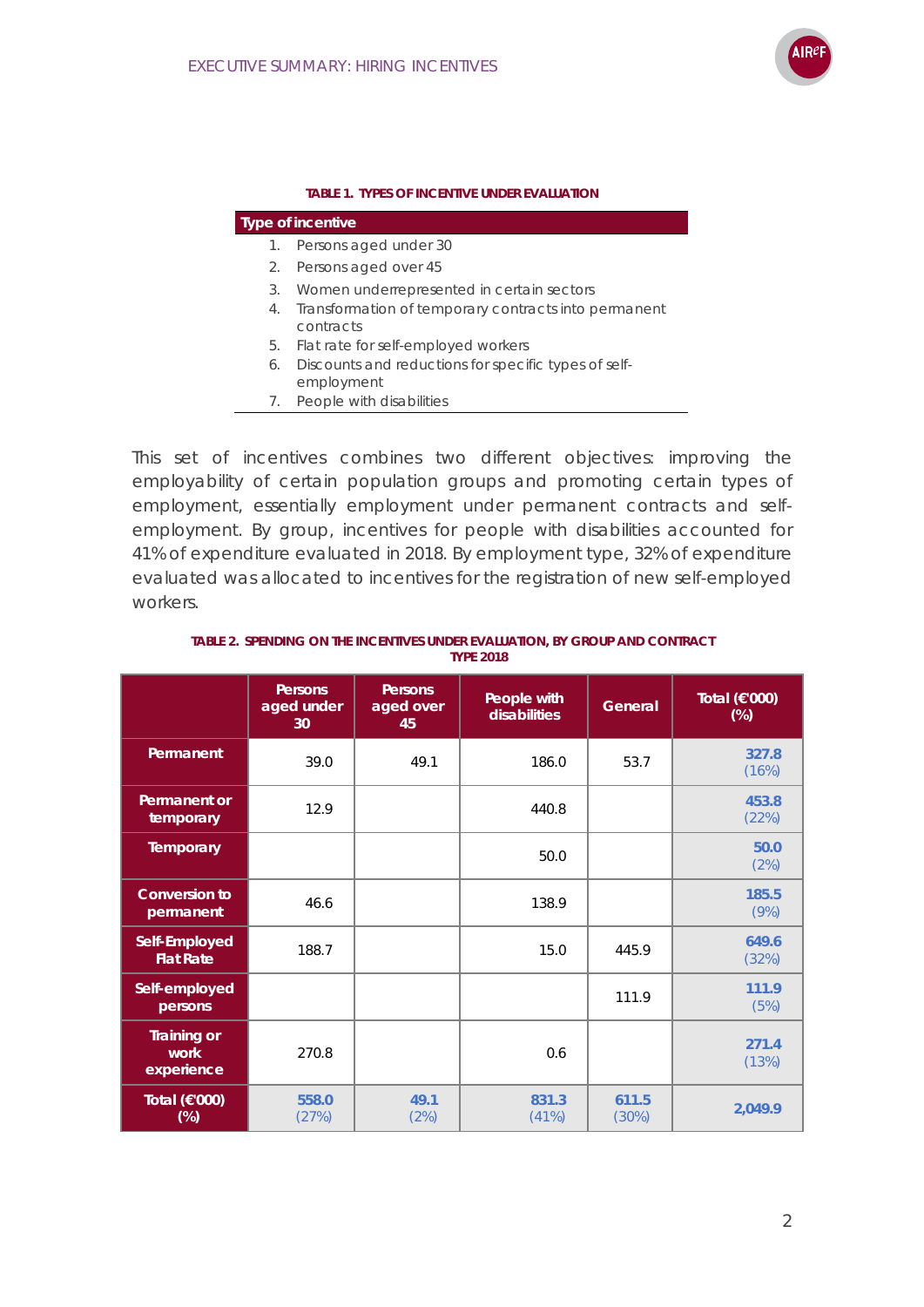**TABLE 1. TYPES OF INCENTIVE UNDER EVALUATION**

| Type of incentive |
|---|
| 1. Persons aged under 30 |
| 2. Persons aged over 45 |
| 3. Women underrepresented in certain sectors |
| 4. Transformation of temporary contracts into permanent contracts |
| 5. Flat rate for self-employed workers |
| 6. Discounts and reductions for specific types of self-employment |
| 7. People with disabilities |

This set of incentives combines two different objectives: improving the employability of certain population groups and promoting certain types of employment, essentially employment under permanent contracts and self-employment. By group, incentives for people with disabilities accounted for 41% of expenditure evaluated in 2018. By employment type, 32% of expenditure evaluated was allocated to incentives for the registration of new self-employed workers.

**TABLE 2. SPENDING ON THE INCENTIVES UNDER EVALUATION, BY GROUP AND CONTRACT TYPE 2018**

| | Persons aged under 30 | Persons aged over 45 | People with disabilities | General | Total (€'000) (%) |
|---|---|---|---|---|---|
| Permanent | 39.0 | 49.1 | 186.0 | 53.7 | 327.8 (16%) |
| Permanent or temporary | 12.9 | | 440.8 | | 453.8 (22%) |
| Temporary | | | 50.0 | | 50.0 (2%) |
| Conversion to permanent | 46.6 | | 138.9 | | 185.5 (9%) |
| Self-Employed Flat Rate | 188.7 | | 15.0 | 445.9 | 649.6 (32%) |
| Self-employed persons | | | | 111.9 | 111.9 (5%) |
| Training or work experience | 270.8 | | 0.6 | | 271.4 (13%) |
| Total (€'000) (%) | 558.0 (27%) | 49.1 (2%) | 831.3 (41%) | 611.5 (30%) | 2,049.9 |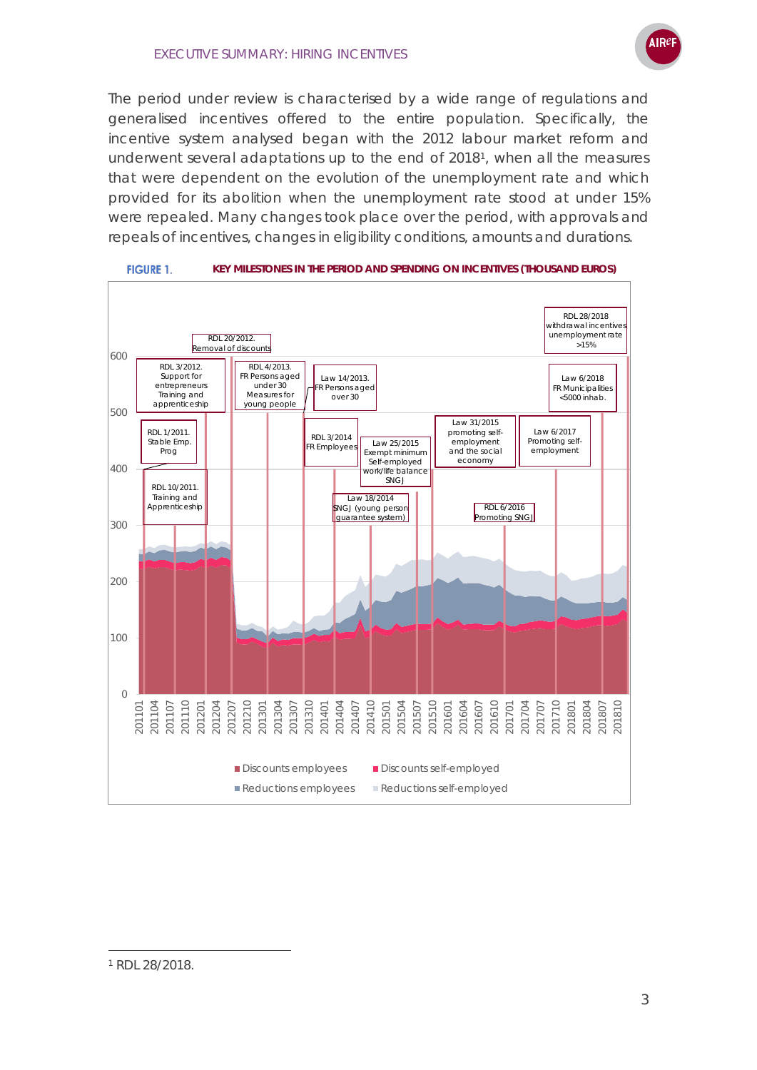The period under review is characterised by a wide range of regulations and generalised incentives offered to the entire population. Specifically, the incentive system analysed began with the 2012 labour market reform and underwent several adaptations up to the end of 2018[1], when all the measures that were dependent on the evolution of the unemployment rate and which provided for its abolition when the unemployment rate stood at under 15% were repealed. Many changes took place over the period, with approvals and repeals of incentives, changes in eligibility conditions, amounts and durations.

**FIGURE 1.** **KEY MILESTONES IN THE PERIOD AND SPENDING ON INCENTIVES (THOUSAND EUROS)**

[1] RDL 28/2018.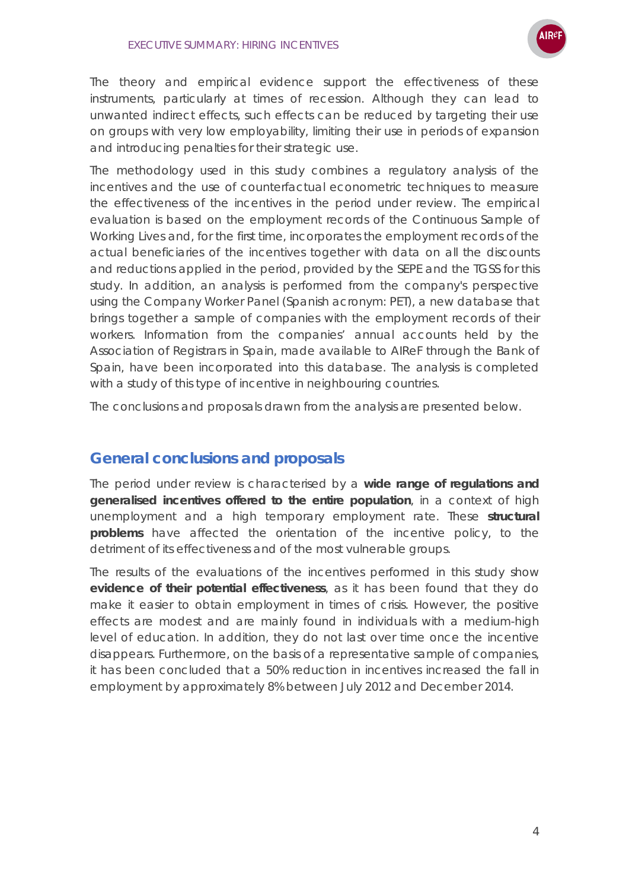The theory and empirical evidence support the effectiveness of these instruments, particularly at times of recession. Although they can lead to unwanted indirect effects, such effects can be reduced by targeting their use on groups with very low employability, limiting their use in periods of expansion and introducing penalties for their strategic use.

The methodology used in this study combines a regulatory analysis of the incentives and the use of counterfactual econometric techniques to measure the effectiveness of the incentives in the period under review. The empirical evaluation is based on the employment records of the Continuous Sample of Working Lives and, for the first time, incorporates the employment records of the actual beneficiaries of the incentives together with data on all the discounts and reductions applied in the period, provided by the SEPE and the TGSS for this study. In addition, an analysis is performed from the company's perspective using the Company Worker Panel (Spanish acronym: PET), a new database that brings together a sample of companies with the employment records of their workers. Information from the companies' annual accounts held by the Association of Registrars in Spain, made available to AIReF through the Bank of Spain, have been incorporated into this database. The analysis is completed with a study of this type of incentive in neighbouring countries.

The conclusions and proposals drawn from the analysis are presented below.

## General conclusions and proposals

The period under review is characterised by a **wide range of regulations and generalised incentives offered to the entire population**, in a context of high unemployment and a high temporary employment rate. These **structural problems** have affected the orientation of the incentive policy, to the detriment of its effectiveness and of the most vulnerable groups.

The results of the evaluations of the incentives performed in this study show **evidence of their potential effectiveness**, as it has been found that they do make it easier to obtain employment in times of crisis. However, the positive effects are modest and are mainly found in individuals with a medium-high level of education. In addition, they do not last over time once the incentive disappears. Furthermore, on the basis of a representative sample of companies, it has been concluded that a 50% reduction in incentives increased the fall in employment by approximately 8% between July 2012 and December 2014.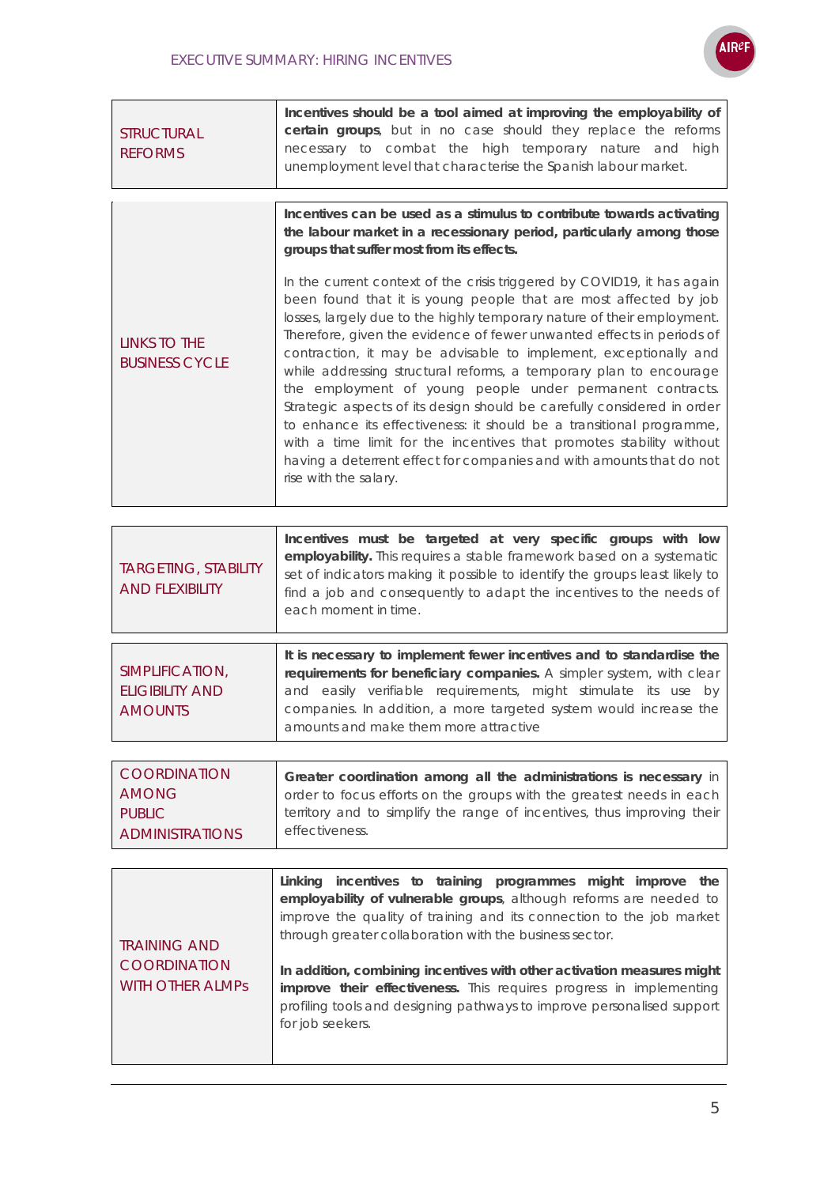| | |
|---|---|
| STRUCTURAL REFORMS | **Incentives should be a tool aimed at improving the employability of certain groups**, but in no case should they replace the reforms necessary to combat the high temporary nature and high unemployment level that characterise the Spanish labour market. |

| | |
|---|---|
| LINKS TO THE BUSINESS CYCLE | **Incentives can be used as a stimulus to contribute towards activating the labour market in a recessionary period, particularly among those groups that suffer most from its effects.**<br><br>In the current context of the crisis triggered by COVID19, it has again been found that it is young people that are most affected by job losses, largely due to the highly temporary nature of their employment. Therefore, given the evidence of fewer unwanted effects in periods of contraction, it may be advisable to implement, exceptionally and while addressing structural reforms, a temporary plan to encourage the employment of young people under permanent contracts. Strategic aspects of its design should be carefully considered in order to enhance its effectiveness: it should be a transitional programme, with a time limit for the incentives that promotes stability without having a deterrent effect for companies and with amounts that do not rise with the salary. |

| | |
|---|---|
| TARGETING, STABILITY AND FLEXIBILITY | **Incentives must be targeted at very specific groups with low employability.** This requires a stable framework based on a systematic set of indicators making it possible to identify the groups least likely to find a job and consequently to adapt the incentives to the needs of each moment in time. |

| | |
|---|---|
| SIMPLIFICATION, ELIGIBILITY AND AMOUNTS | **It is necessary to implement fewer incentives and to standardise the requirements for beneficiary companies.** A simpler system, with clear and easily verifiable requirements, might stimulate its use by companies. In addition, a more targeted system would increase the amounts and make them more attractive |

| | |
|---|---|
| COORDINATION AMONG PUBLIC ADMINISTRATIONS | **Greater coordination among all the administrations is necessary** in order to focus efforts on the groups with the greatest needs in each territory and to simplify the range of incentives, thus improving their effectiveness. |

| | |
|---|---|
| TRAINING AND COORDINATION WITH OTHER ALMPs | **Linking incentives to training programmes might improve the employability of vulnerable groups**, although reforms are needed to improve the quality of training and its connection to the job market through greater collaboration with the business sector.<br><br>**In addition, combining incentives with other activation measures might improve their effectiveness.** This requires progress in implementing profiling tools and designing pathways to improve personalised support for job seekers. |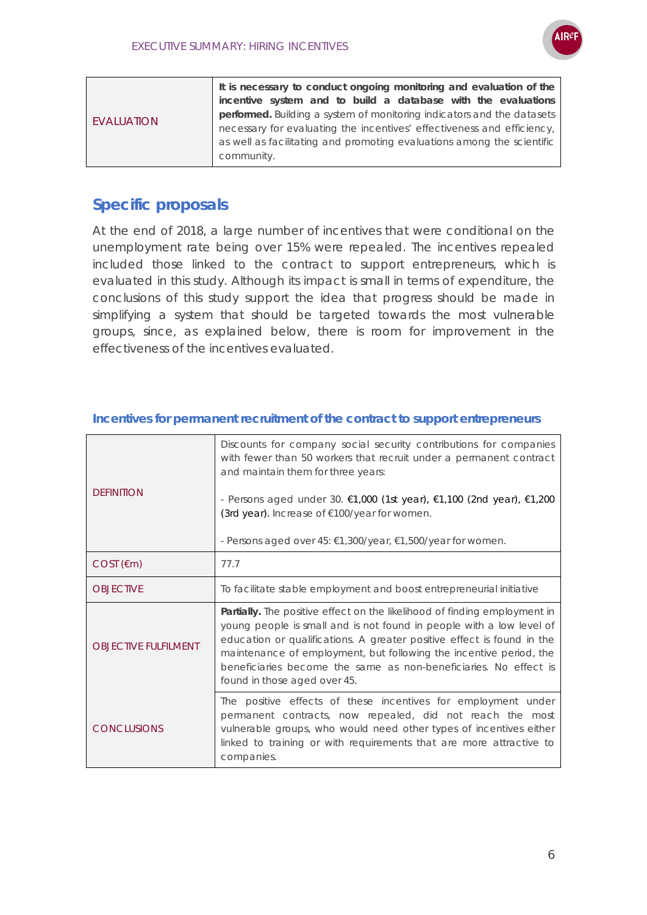| EVALUATION | **It is necessary to conduct ongoing monitoring and evaluation of the incentive system and to build a database with the evaluations performed.** Building a system of monitoring indicators and the datasets necessary for evaluating the incentives' effectiveness and efficiency, as well as facilitating and promoting evaluations among the scientific community. |
|---|---|

## Specific proposals

At the end of 2018, a large number of incentives that were conditional on the unemployment rate being over 15% were repealed. The incentives repealed included those linked to the contract to support entrepreneurs, which is evaluated in this study. Although its impact is small in terms of expenditure, the conclusions of this study support the idea that progress should be made in simplifying a system that should be targeted towards the most vulnerable groups, since, as explained below, there is room for improvement in the effectiveness of the incentives evaluated.

### Incentives for permanent recruitment of the contract to support entrepreneurs

| | |
|---|---|
| DEFINITION | Discounts for company social security contributions for companies with fewer than 50 workers that recruit under a permanent contract and maintain them for three years:<br><br>- Persons aged under 30. €1,000 (1st year), €1,100 (2nd year), €1,200 (3rd year). Increase of €100/year for women.<br><br>- Persons aged over 45: €1,300/year, €1,500/year for women. |
| COST (€m) | 77.7 |
| OBJECTIVE | To facilitate stable employment and boost entrepreneurial initiative |
| OBJECTIVE FULFILMENT | **Partially.** The positive effect on the likelihood of finding employment in young people is small and is not found in people with a low level of education or qualifications. A greater positive effect is found in the maintenance of employment, but following the incentive period, the beneficiaries become the same as non-beneficiaries. No effect is found in those aged over 45. |
| CONCLUSIONS | The positive effects of these incentives for employment under permanent contracts, now repealed, did not reach the most vulnerable groups, who would need other types of incentives either linked to training or with requirements that are more attractive to companies. |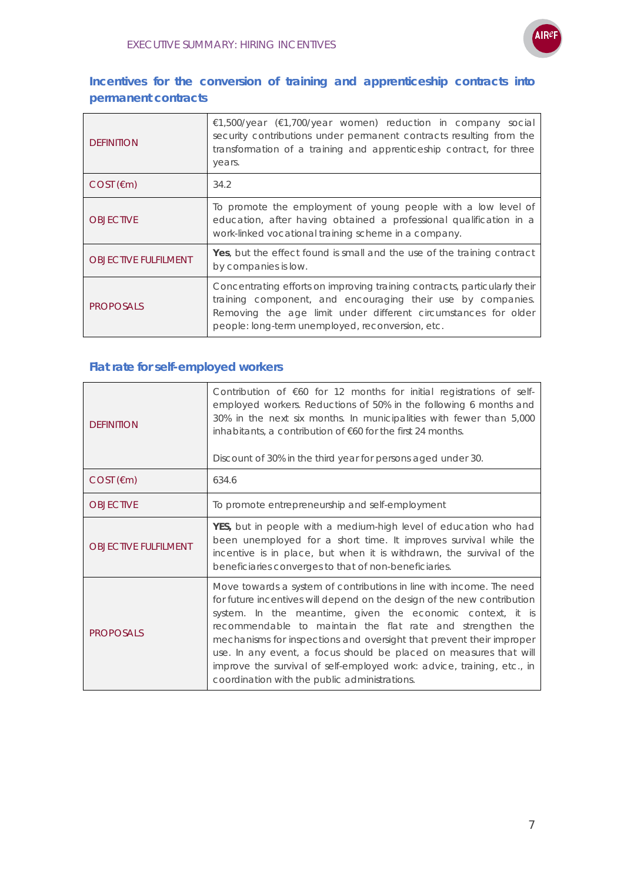## Incentives for the conversion of training and apprenticeship contracts into permanent contracts

| | |
|---|---|
| DEFINITION | €1,500/year (€1,700/year women) reduction in company social security contributions under permanent contracts resulting from the transformation of a training and apprenticeship contract, for three years. |
| COST (€m) | 34.2 |
| OBJECTIVE | To promote the employment of young people with a low level of education, after having obtained a professional qualification in a work-linked vocational training scheme in a company. |
| OBJECTIVE FULFILMENT | **Yes**, but the effect found is small and the use of the training contract by companies is low. |
| PROPOSALS | Concentrating efforts on improving training contracts, particularly their training component, and encouraging their use by companies. Removing the age limit under different circumstances for older people: long-term unemployed, reconversion, etc. |

## Flat rate for self-employed workers

| | |
|---|---|
| DEFINITION | Contribution of €60 for 12 months for initial registrations of self-employed workers. Reductions of 50% in the following 6 months and 30% in the next six months. In municipalities with fewer than 5,000 inhabitants, a contribution of €60 for the first 24 months.<br><br>Discount of 30% in the third year for persons aged under 30. |
| COST (€m) | 634.6 |
| OBJECTIVE | To promote entrepreneurship and self-employment |
| OBJECTIVE FULFILMENT | **YES,** but in people with a medium-high level of education who had been unemployed for a short time. It improves survival while the incentive is in place, but when it is withdrawn, the survival of the beneficiaries converges to that of non-beneficiaries. |
| PROPOSALS | Move towards a system of contributions in line with income. The need for future incentives will depend on the design of the new contribution system. In the meantime, given the economic context, it is recommendable to maintain the flat rate and strengthen the mechanisms for inspections and oversight that prevent their improper use. In any event, a focus should be placed on measures that will improve the survival of self-employed work: advice, training, etc., in coordination with the public administrations. |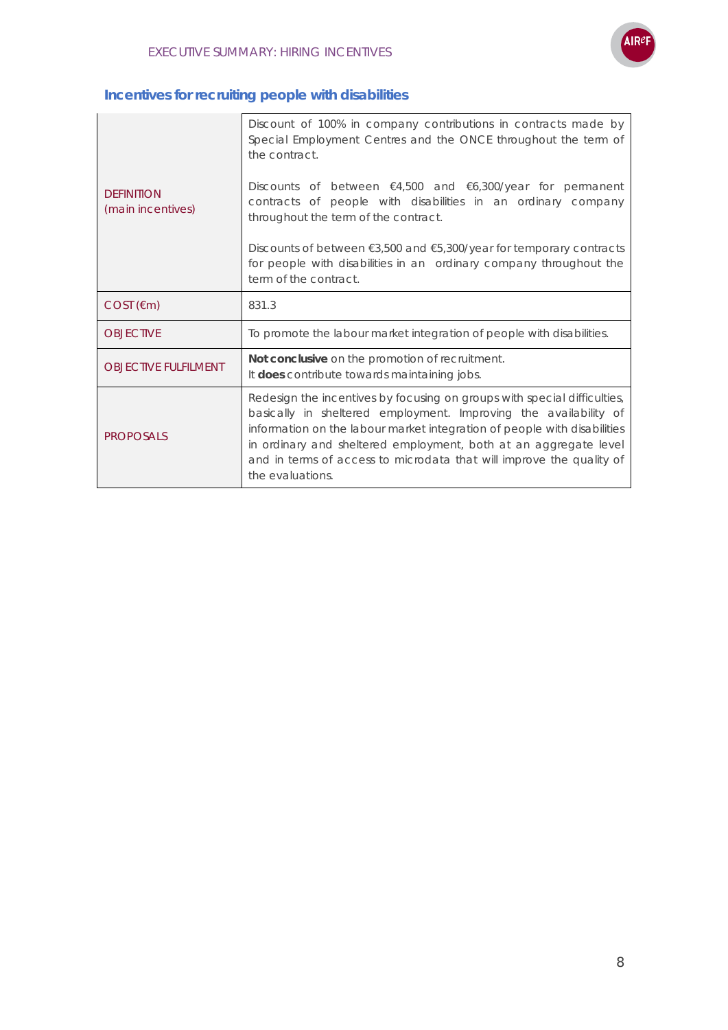## Incentives for recruiting people with disabilities

| | |
|---|---|
| DEFINITION (main incentives) | Discount of 100% in company contributions in contracts made by Special Employment Centres and the ONCE throughout the term of the contract.<br><br>Discounts of between €4,500 and €6,300/year for permanent contracts of people with disabilities in an ordinary company throughout the term of the contract.<br><br>Discounts of between €3,500 and €5,300/year for temporary contracts for people with disabilities in an ordinary company throughout the term of the contract. |
| COST (€m) | 831.3 |
| OBJECTIVE | To promote the labour market integration of people with disabilities. |
| OBJECTIVE FULFILMENT | **Not conclusive** on the promotion of recruitment.<br>It **does** contribute towards maintaining jobs. |
| PROPOSALS | Redesign the incentives by focusing on groups with special difficulties, basically in sheltered employment. Improving the availability of information on the labour market integration of people with disabilities in ordinary and sheltered employment, both at an aggregate level and in terms of access to microdata that will improve the quality of the evaluations. |